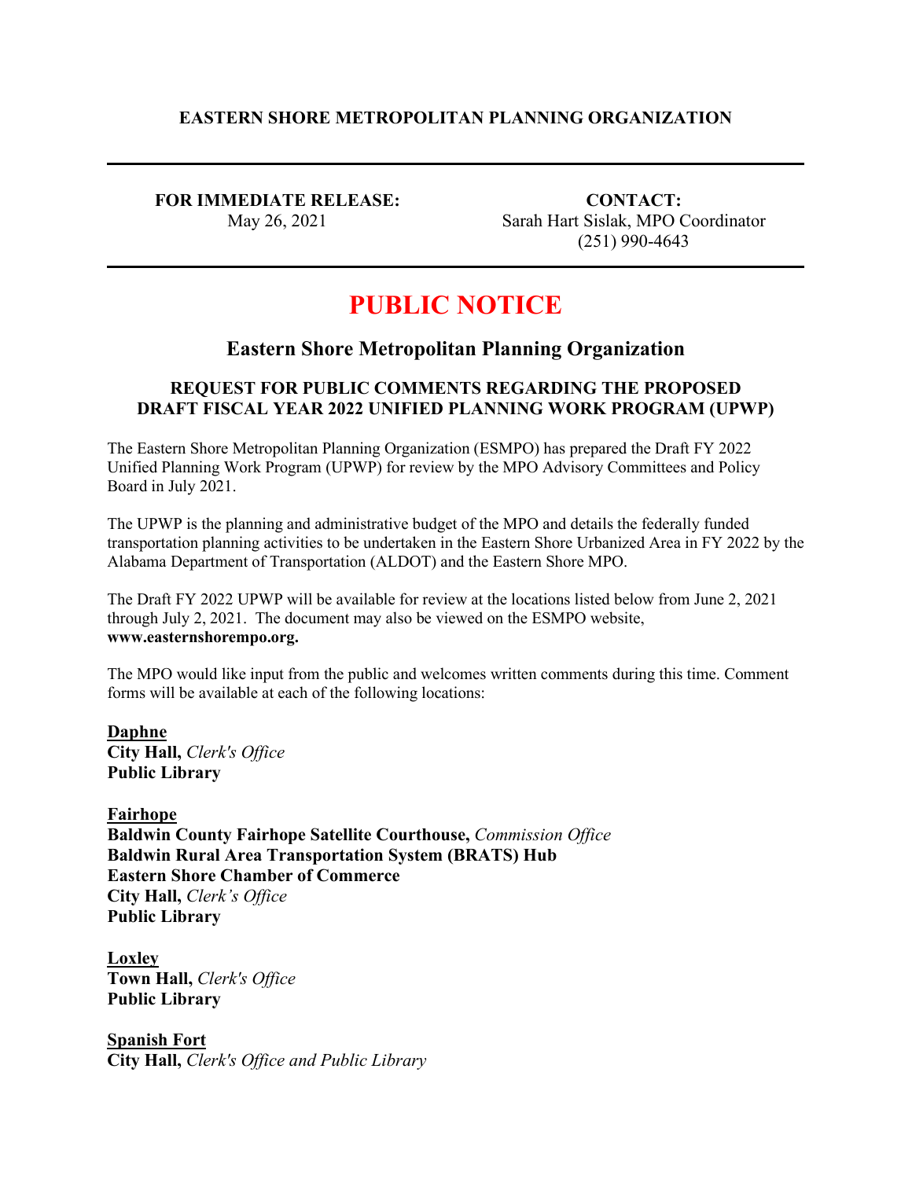**EASTERN SHORE METROPOLITAN PLANNING ORGANIZATION**

---

**FOR IMMEDIATE RELEASE:**
May 26, 2021

**CONTACT:**
Sarah Hart Sislak, MPO Coordinator
(251) 990-4643

---

# PUBLIC NOTICE

## Eastern Shore Metropolitan Planning Organization

### REQUEST FOR PUBLIC COMMENTS REGARDING THE PROPOSED DRAFT FISCAL YEAR 2022 UNIFIED PLANNING WORK PROGRAM (UPWP)

The Eastern Shore Metropolitan Planning Organization (ESMPO) has prepared the Draft FY 2022 Unified Planning Work Program (UPWP) for review by the MPO Advisory Committees and Policy Board in July 2021.

The UPWP is the planning and administrative budget of the MPO and details the federally funded transportation planning activities to be undertaken in the Eastern Shore Urbanized Area in FY 2022 by the Alabama Department of Transportation (ALDOT) and the Eastern Shore MPO.

The Draft FY 2022 UPWP will be available for review at the locations listed below from June 2, 2021 through July 2, 2021. The document may also be viewed on the ESMPO website, **www.easternshorempo.org.**

The MPO would like input from the public and welcomes written comments during this time. Comment forms will be available at each of the following locations:

**Daphne**
**City Hall,** *Clerk's Office*
**Public Library**

**Fairhope**
**Baldwin County Fairhope Satellite Courthouse,** *Commission Office*
**Baldwin Rural Area Transportation System (BRATS) Hub**
**Eastern Shore Chamber of Commerce**
**City Hall,** *Clerk's Office*
**Public Library**

**Loxley**
**Town Hall,** *Clerk's Office*
**Public Library**

**Spanish Fort**
**City Hall,** *Clerk's Office and Public Library*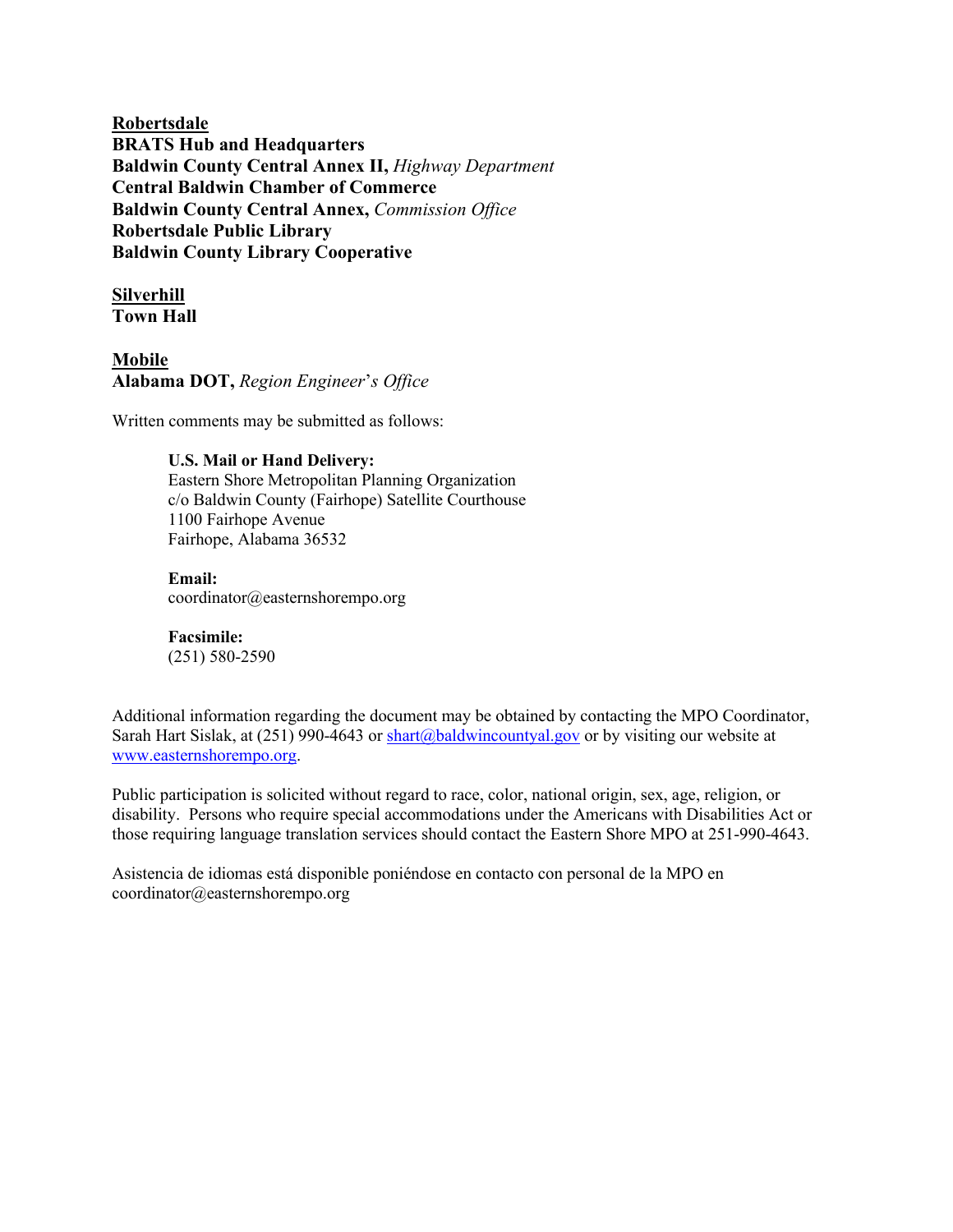**<u>Robertsdale</u>**
**BRATS Hub and Headquarters**
**Baldwin County Central Annex II,** *Highway Department*
**Central Baldwin Chamber of Commerce**
**Baldwin County Central Annex,** *Commission Office*
**Robertsdale Public Library**
**Baldwin County Library Cooperative**

**<u>Silverhill</u>**
**Town Hall**

**<u>Mobile</u>**
**Alabama DOT,** *Region Engineer's Office*

Written comments may be submitted as follows:

> **U.S. Mail or Hand Delivery:**
> Eastern Shore Metropolitan Planning Organization
> c/o Baldwin County (Fairhope) Satellite Courthouse
> 1100 Fairhope Avenue
> Fairhope, Alabama 36532
>
> **Email:**
> coordinator@easternshorempo.org
>
> **Facsimile:**
> (251) 580-2590

Additional information regarding the document may be obtained by contacting the MPO Coordinator, Sarah Hart Sislak, at (251) 990-4643 or [shart@baldwincountyal.gov](mailto:shart@baldwincountyal.gov) or by visiting our website at [www.easternshorempo.org](http://www.easternshorempo.org).

Public participation is solicited without regard to race, color, national origin, sex, age, religion, or disability. Persons who require special accommodations under the Americans with Disabilities Act or those requiring language translation services should contact the Eastern Shore MPO at 251-990-4643.

Asistencia de idiomas está disponible poniéndose en contacto con personal de la MPO en coordinator@easternshorempo.org